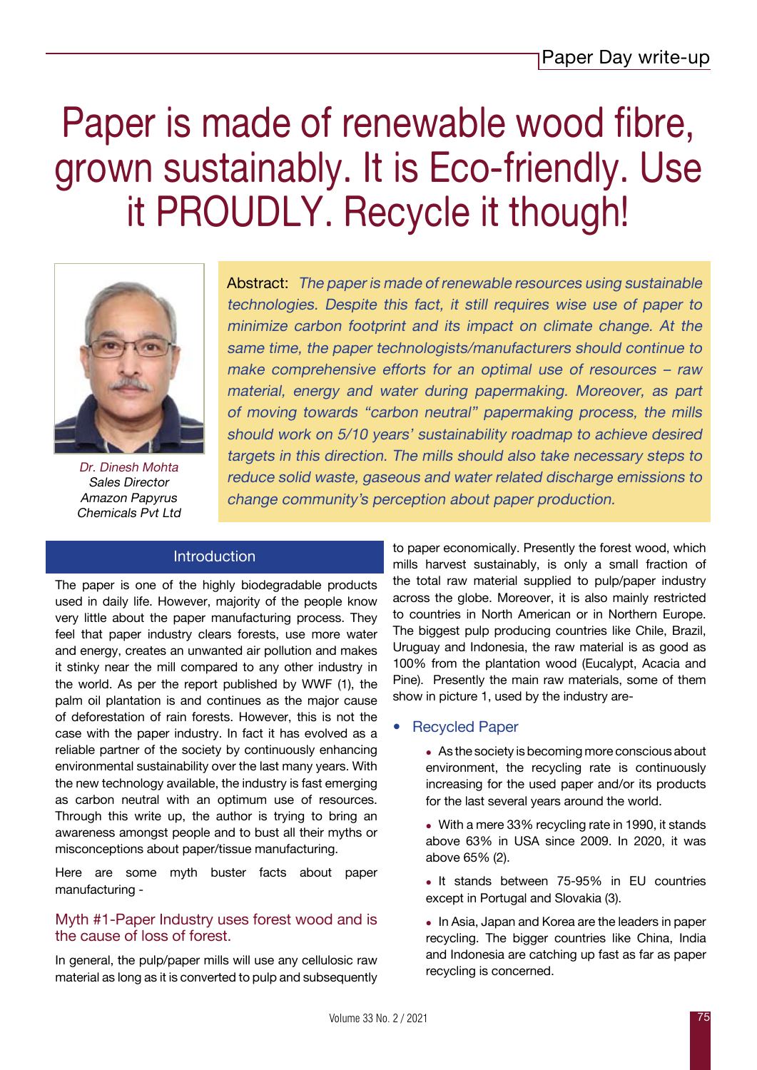# Paper is made of renewable wood fibre, grown sustainably. It is Eco-friendly. Use it PROUDLY. Recycle it though!

*Dr. Dinesh Mohta*
*Sales Director*
*Amazon Papyrus Chemicals Pvt Ltd*

Abstract: *The paper is made of renewable resources using sustainable technologies. Despite this fact, it still requires wise use of paper to minimize carbon footprint and its impact on climate change. At the same time, the paper technologists/manufacturers should continue to make comprehensive efforts for an optimal use of resources – raw material, energy and water during papermaking. Moreover, as part of moving towards "carbon neutral" papermaking process, the mills should work on 5/10 years' sustainability roadmap to achieve desired targets in this direction. The mills should also take necessary steps to reduce solid waste, gaseous and water related discharge emissions to change community's perception about paper production.*

## Introduction

The paper is one of the highly biodegradable products used in daily life. However, majority of the people know very little about the paper manufacturing process. They feel that paper industry clears forests, use more water and energy, creates an unwanted air pollution and makes it stinky near the mill compared to any other industry in the world. As per the report published by WWF (1), the palm oil plantation is and continues as the major cause of deforestation of rain forests. However, this is not the case with the paper industry. In fact it has evolved as a reliable partner of the society by continuously enhancing environmental sustainability over the last many years. With the new technology available, the industry is fast emerging as carbon neutral with an optimum use of resources. Through this write up, the author is trying to bring an awareness amongst people and to bust all their myths or misconceptions about paper/tissue manufacturing.

Here are some myth buster facts about paper manufacturing -

### Myth #1-Paper Industry uses forest wood and is the cause of loss of forest.

In general, the pulp/paper mills will use any cellulosic raw material as long as it is converted to pulp and subsequently to paper economically. Presently the forest wood, which mills harvest sustainably, is only a small fraction of the total raw material supplied to pulp/paper industry across the globe. Moreover, it is also mainly restricted to countries in North American or in Northern Europe. The biggest pulp producing countries like Chile, Brazil, Uruguay and Indonesia, the raw material is as good as 100% from the plantation wood (Eucalypt, Acacia and Pine). Presently the main raw materials, some of them show in picture 1, used by the industry are-

- Recycled Paper
  - As the society is becoming more conscious about environment, the recycling rate is continuously increasing for the used paper and/or its products for the last several years around the world.
  - With a mere 33% recycling rate in 1990, it stands above 63% in USA since 2009. In 2020, it was above 65% (2).
  - It stands between 75-95% in EU countries except in Portugal and Slovakia (3).
  - In Asia, Japan and Korea are the leaders in paper recycling. The bigger countries like China, India and Indonesia are catching up fast as far as paper recycling is concerned.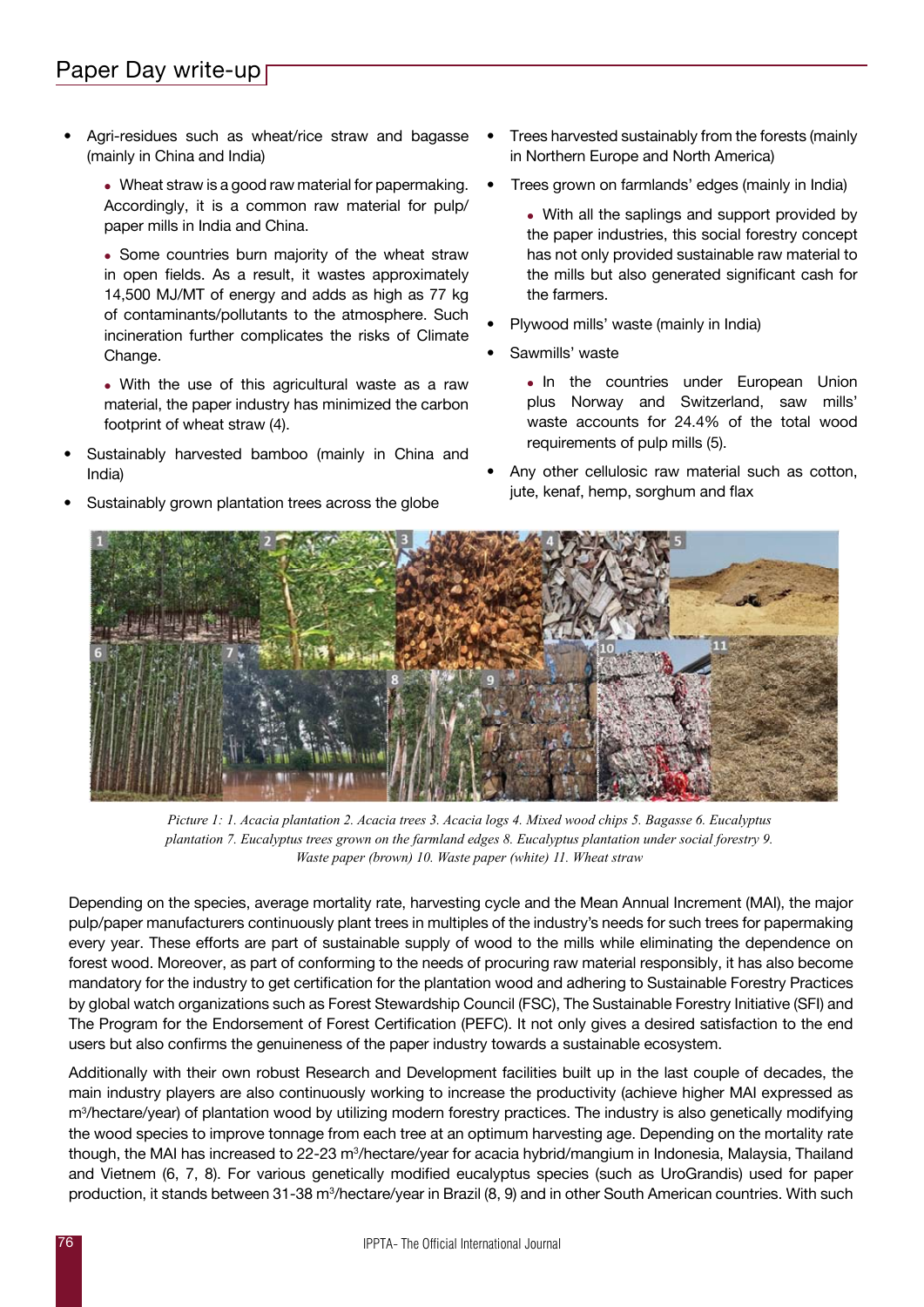- Agri-residues such as wheat/rice straw and bagasse (mainly in China and India)
  - Wheat straw is a good raw material for papermaking. Accordingly, it is a common raw material for pulp/paper mills in India and China.
  - Some countries burn majority of the wheat straw in open fields. As a result, it wastes approximately 14,500 MJ/MT of energy and adds as high as 77 kg of contaminants/pollutants to the atmosphere. Such incineration further complicates the risks of Climate Change.
  - With the use of this agricultural waste as a raw material, the paper industry has minimized the carbon footprint of wheat straw (4).
- Sustainably harvested bamboo (mainly in China and India)
- Sustainably grown plantation trees across the globe
- Trees harvested sustainably from the forests (mainly in Northern Europe and North America)
- Trees grown on farmlands' edges (mainly in India)
  - With all the saplings and support provided by the paper industries, this social forestry concept has not only provided sustainable raw material to the mills but also generated significant cash for the farmers.
- Plywood mills' waste (mainly in India)
- Sawmills' waste
  - In the countries under European Union plus Norway and Switzerland, saw mills' waste accounts for 24.4% of the total wood requirements of pulp mills (5).
- Any other cellulosic raw material such as cotton, jute, kenaf, hemp, sorghum and flax

*Picture 1: 1. Acacia plantation 2. Acacia trees 3. Acacia logs 4. Mixed wood chips 5. Bagasse 6. Eucalyptus plantation 7. Eucalyptus trees grown on the farmland edges 8. Eucalyptus plantation under social forestry 9. Waste paper (brown) 10. Waste paper (white) 11. Wheat straw*

Depending on the species, average mortality rate, harvesting cycle and the Mean Annual Increment (MAI), the major pulp/paper manufacturers continuously plant trees in multiples of the industry's needs for such trees for papermaking every year. These efforts are part of sustainable supply of wood to the mills while eliminating the dependence on forest wood. Moreover, as part of conforming to the needs of procuring raw material responsibly, it has also become mandatory for the industry to get certification for the plantation wood and adhering to Sustainable Forestry Practices by global watch organizations such as Forest Stewardship Council (FSC), The Sustainable Forestry Initiative (SFI) and The Program for the Endorsement of Forest Certification (PEFC). It not only gives a desired satisfaction to the end users but also confirms the genuineness of the paper industry towards a sustainable ecosystem.

Additionally with their own robust Research and Development facilities built up in the last couple of decades, the main industry players are also continuously working to increase the productivity (achieve higher MAI expressed as $m^3$/hectare/year) of plantation wood by utilizing modern forestry practices. The industry is also genetically modifying the wood species to improve tonnage from each tree at an optimum harvesting age. Depending on the mortality rate though, the MAI has increased to 22-23 $m^3$/hectare/year for acacia hybrid/mangium in Indonesia, Malaysia, Thailand and Vietnem (6, 7, 8). For various genetically modified eucalyptus species (such as UroGrandis) used for paper production, it stands between 31-38 $m^3$/hectare/year in Brazil (8, 9) and in other South American countries. With such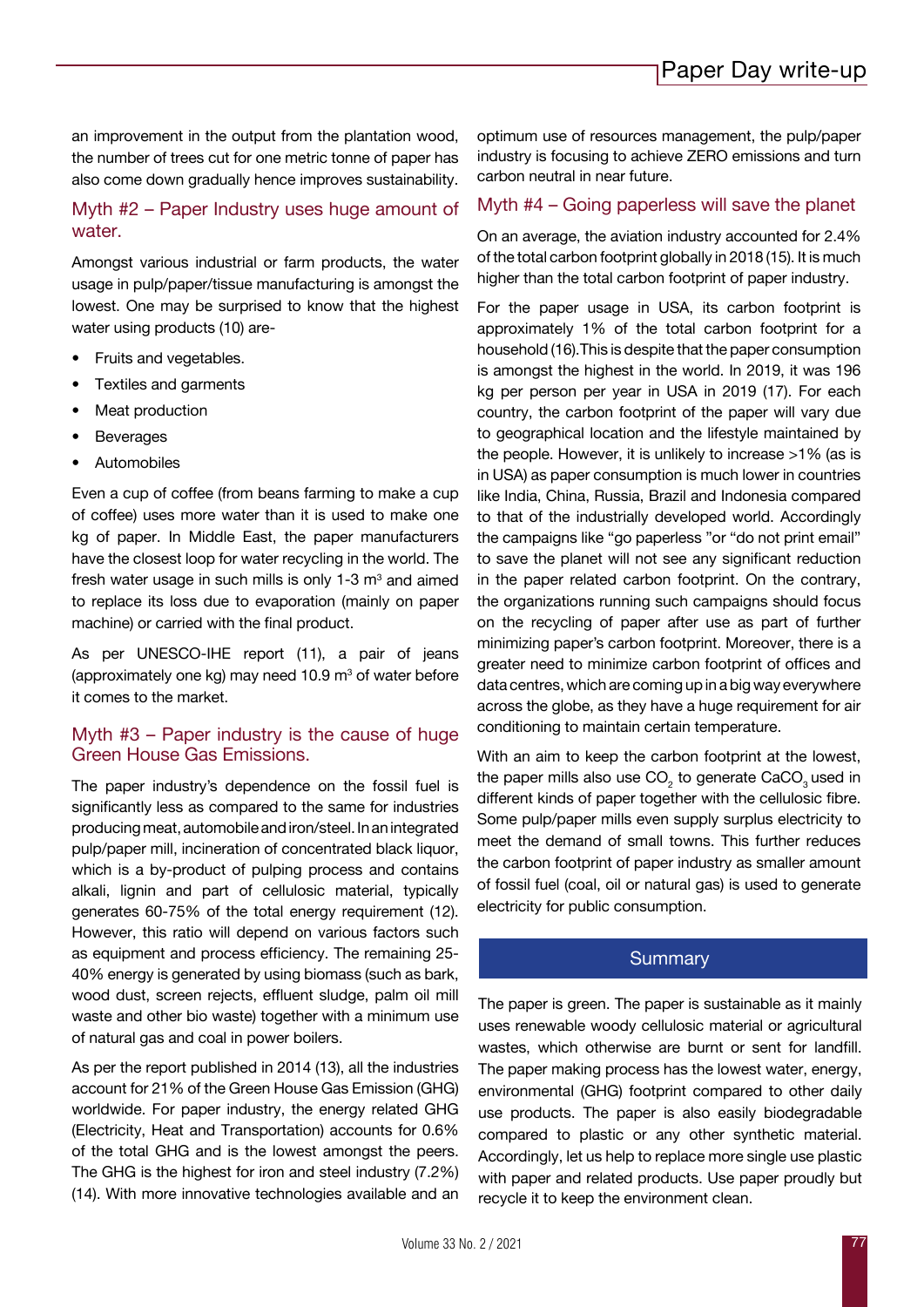an improvement in the output from the plantation wood, the number of trees cut for one metric tonne of paper has also come down gradually hence improves sustainability.

## Myth #2 – Paper Industry uses huge amount of water.

Amongst various industrial or farm products, the water usage in pulp/paper/tissue manufacturing is amongst the lowest. One may be surprised to know that the highest water using products (10) are-

- Fruits and vegetables.
- Textiles and garments
- Meat production
- Beverages
- Automobiles

Even a cup of coffee (from beans farming to make a cup of coffee) uses more water than it is used to make one kg of paper. In Middle East, the paper manufacturers have the closest loop for water recycling in the world. The fresh water usage in such mills is only 1-3 $m^3$ and aimed to replace its loss due to evaporation (mainly on paper machine) or carried with the final product.

As per UNESCO-IHE report (11), a pair of jeans (approximately one kg) may need 10.9 $m^3$ of water before it comes to the market.

## Myth #3 – Paper industry is the cause of huge Green House Gas Emissions.

The paper industry's dependence on the fossil fuel is significantly less as compared to the same for industries producing meat, automobile and iron/steel. In an integrated pulp/paper mill, incineration of concentrated black liquor, which is a by-product of pulping process and contains alkali, lignin and part of cellulosic material, typically generates 60-75% of the total energy requirement (12). However, this ratio will depend on various factors such as equipment and process efficiency. The remaining 25-40% energy is generated by using biomass (such as bark, wood dust, screen rejects, effluent sludge, palm oil mill waste and other bio waste) together with a minimum use of natural gas and coal in power boilers.

As per the report published in 2014 (13), all the industries account for 21% of the Green House Gas Emission (GHG) worldwide. For paper industry, the energy related GHG (Electricity, Heat and Transportation) accounts for 0.6% of the total GHG and is the lowest amongst the peers. The GHG is the highest for iron and steel industry (7.2%) (14). With more innovative technologies available and an optimum use of resources management, the pulp/paper industry is focusing to achieve ZERO emissions and turn carbon neutral in near future.

## Myth #4 – Going paperless will save the planet

On an average, the aviation industry accounted for 2.4% of the total carbon footprint globally in 2018 (15). It is much higher than the total carbon footprint of paper industry.

For the paper usage in USA, its carbon footprint is approximately 1% of the total carbon footprint for a household (16). This is despite that the paper consumption is amongst the highest in the world. In 2019, it was 196 kg per person per year in USA in 2019 (17). For each country, the carbon footprint of the paper will vary due to geographical location and the lifestyle maintained by the people. However, it is unlikely to increase >1% (as is in USA) as paper consumption is much lower in countries like India, China, Russia, Brazil and Indonesia compared to that of the industrially developed world. Accordingly the campaigns like "go paperless "or "do not print email" to save the planet will not see any significant reduction in the paper related carbon footprint. On the contrary, the organizations running such campaigns should focus on the recycling of paper after use as part of further minimizing paper's carbon footprint. Moreover, there is a greater need to minimize carbon footprint of offices and data centres, which are coming up in a big way everywhere across the globe, as they have a huge requirement for air conditioning to maintain certain temperature.

With an aim to keep the carbon footprint at the lowest, the paper mills also use $CO_2$ to generate $CaCO_3$ used in different kinds of paper together with the cellulosic fibre. Some pulp/paper mills even supply surplus electricity to meet the demand of small towns. This further reduces the carbon footprint of paper industry as smaller amount of fossil fuel (coal, oil or natural gas) is used to generate electricity for public consumption.

## Summary

The paper is green. The paper is sustainable as it mainly uses renewable woody cellulosic material or agricultural wastes, which otherwise are burnt or sent for landfill. The paper making process has the lowest water, energy, environmental (GHG) footprint compared to other daily use products. The paper is also easily biodegradable compared to plastic or any other synthetic material. Accordingly, let us help to replace more single use plastic with paper and related products. Use paper proudly but recycle it to keep the environment clean.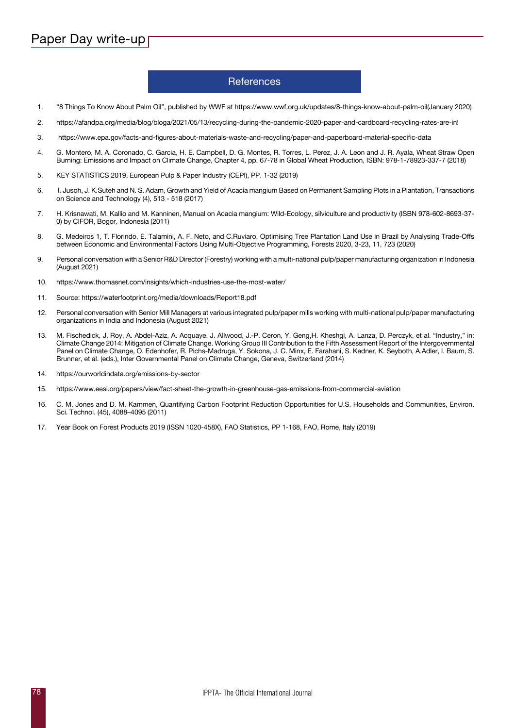## References

1. "8 Things To Know About Palm Oil", published by WWF at https://www.wwf.org.uk/updates/8-things-know-about-palm-oil(January 2020)
2. https://afandpa.org/media/blog/bloga/2021/05/13/recycling-during-the-pandemic-2020-paper-and-cardboard-recycling-rates-are-in!
3. https://www.epa.gov/facts-and-figures-about-materials-waste-and-recycling/paper-and-paperboard-material-specific-data
4. G. Montero, M. A. Coronado, C. Garcia, H. E. Campbell, D. G. Montes, R. Torres, L. Perez, J. A. Leon and J. R. Ayala, Wheat Straw Open Burning: Emissions and Impact on Climate Change, Chapter 4, pp. 67-78 in Global Wheat Production, ISBN: 978-1-78923-337-7 (2018)
5. KEY STATISTICS 2019, European Pulp & Paper Industry (CEPI), PP. 1-32 (2019)
6. I. Jusoh, J. K.Suteh and N. S. Adam, Growth and Yield of Acacia mangium Based on Permanent Sampling Plots in a Plantation, Transactions on Science and Technology (4), 513 - 518 (2017)
7. H. Krisnawati, M. Kallio and M. Kanninen, Manual on Acacia mangium: Wild-Ecology, silviculture and productivity (ISBN 978-602-8693-37-0) by CIFOR, Bogor, Indonesia (2011)
8. G. Medeiros 1, T. Florindo, E. Talamini, A. F. Neto, and C.Ruviaro, Optimising Tree Plantation Land Use in Brazil by Analysing Trade-Offs between Economic and Environmental Factors Using Multi-Objective Programming, Forests 2020, 3-23, 11, 723 (2020)
9. Personal conversation with a Senior R&D Director (Forestry) working with a multi-national pulp/paper manufacturing organization in Indonesia (August 2021)
10. https://www.thomasnet.com/insights/which-industries-use-the-most-water/
11. Source: https://waterfootprint.org/media/downloads/Report18.pdf
12. Personal conversation with Senior Mill Managers at various integrated pulp/paper mills working with multi-national pulp/paper manufacturing organizations in India and Indonesia (August 2021)
13. M. Fischedick, J. Roy, A. Abdel-Aziz, A. Acquaye, J. Allwood, J.-P. Ceron, Y. Geng,H. Kheshgi, A. Lanza, D. Perczyk, et al. "Industry," in: Climate Change 2014: Mitigation of Climate Change. Working Group III Contribution to the Fifth Assessment Report of the Intergovernmental Panel on Climate Change, O. Edenhofer, R. Pichs-Madruga, Y. Sokona, J. C. Minx, E. Farahani, S. Kadner, K. Seyboth, A.Adler, I. Baum, S. Brunner, et al. (eds.), Inter Governmental Panel on Climate Change, Geneva, Switzerland (2014)
14. https://ourworldindata.org/emissions-by-sector
15. https://www.eesi.org/papers/view/fact-sheet-the-growth-in-greenhouse-gas-emissions-from-commercial-aviation
16. C. M. Jones and D. M. Kammen, Quantifying Carbon Footprint Reduction Opportunities for U.S. Households and Communities, Environ. Sci. Technol. (45), 4088–4095 (2011)
17. Year Book on Forest Products 2019 (ISSN 1020-458X), FAO Statistics, PP 1-168, FAO, Rome, Italy (2019)